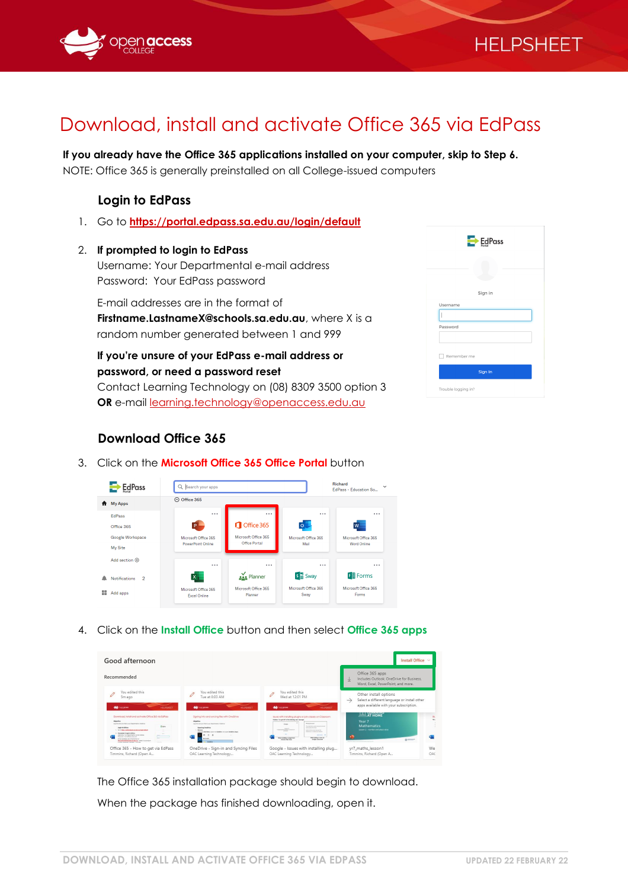# Download, install and activate Office 365 via EdPass

**If you already have the Office 365 applications installed on your computer, skip to Step 6.**
NOTE: Office 365 is generally preinstalled on all College-issued computers

## Login to EdPass

1. Go to https://portal.edpass.sa.edu.au/login/default

2. **If prompted to login to EdPass**
   Username: Your Departmental e-mail address
   Password: Your EdPass password

   E-mail addresses are in the format of **Firstname.LastnameX@schools.sa.edu.au**, where X is a random number generated between 1 and 999

   **If you're unsure of your EdPass e-mail address or password, or need a password reset**
   Contact Learning Technology on (08) 8309 3500 option 3
   **OR** e-mail learning.technology@openaccess.edu.au

## Download Office 365

3. Click on the **Microsoft Office 365 Office Portal** button

4. Click on the **Install Office** button and then select **Office 365 apps**

   The Office 365 installation package should begin to download.

   When the package has finished downloading, open it.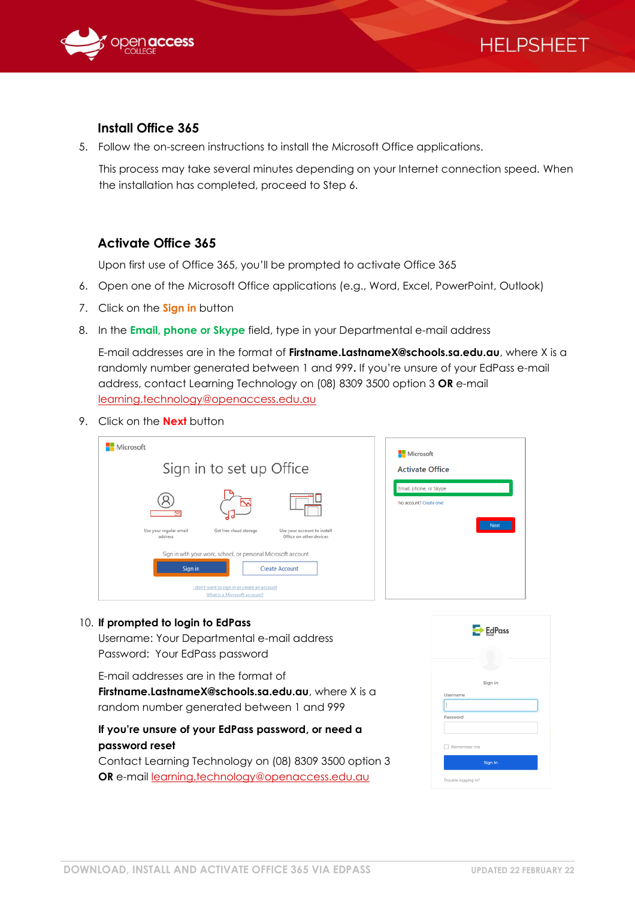### Install Office 365

5. Follow the on-screen instructions to install the Microsoft Office applications.

   This process may take several minutes depending on your Internet connection speed. When the installation has completed, proceed to Step 6.

### Activate Office 365

Upon first use of Office 365, you'll be prompted to activate Office 365

6. Open one of the Microsoft Office applications (e.g., Word, Excel, PowerPoint, Outlook)
7. Click on the **Sign in** button
8. In the **Email, phone or Skype** field, type in your Departmental e-mail address

   E-mail addresses are in the format of **Firstname.LastnameX@schools.sa.edu.au**, where X is a randomly number generated between 1 and 999**.** If you're unsure of your EdPass e-mail address, contact Learning Technology on (08) 8309 3500 option 3 **OR** e-mail learning.technology@openaccess.edu.au

9. Click on the **Next** button

10. **If prompted to login to EdPass**

    Username: Your Departmental e-mail address
    Password: Your EdPass password

    E-mail addresses are in the format of **Firstname.LastnameX@schools.sa.edu.au**, where X is a random number generated between 1 and 999

    **If you're unsure of your EdPass password, or need a password reset**

    Contact Learning Technology on (08) 8309 3500 option 3 **OR** e-mail learning.technology@openaccess.edu.au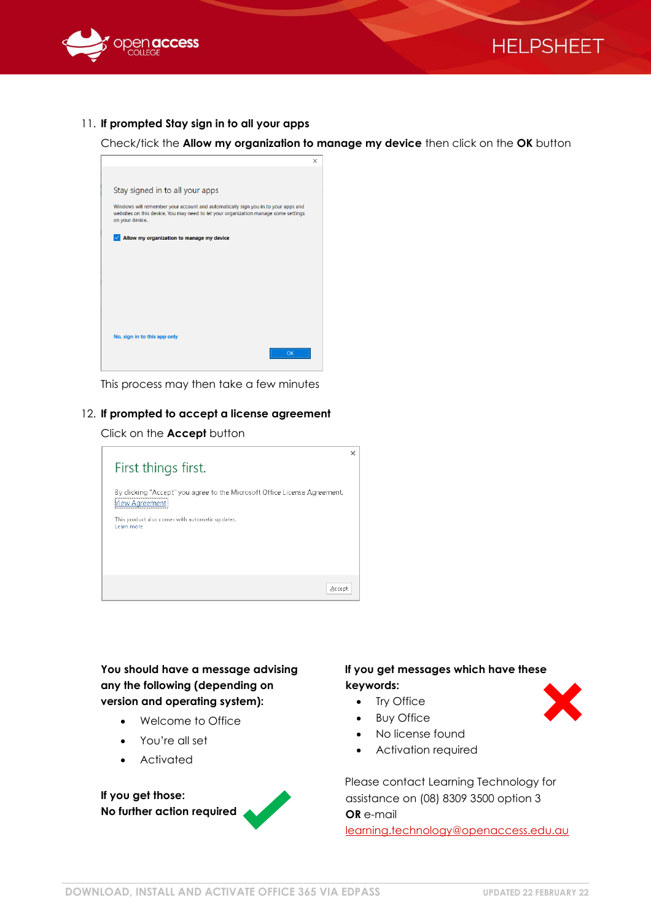11. **If prompted Stay sign in to all your apps**

    Check/tick the **Allow my organization to manage my device** then click on the **OK** button

    Stay signed in to all your apps

    Windows will remember your account and automatically sign you in to your apps and websites on this device. You may need to let your organization manage some settings on your device.

    Allow my organization to manage my device

    No, sign in to this app only

    OK

    This process may then take a few minutes

12. **If prompted to accept a license agreement**

    Click on the **Accept** button

    First things first.

    By clicking "Accept" you agree to the Microsoft Office License Agreement.
    View Agreement

    This product also comes with automatic updates.
    Learn more

    Accept

**You should have a message advising any the following (depending on version and operating system):**

- Welcome to Office
- You're all set
- Activated

**If you get those:**
**No further action required**

**If you get messages which have these keywords:**

- Try Office
- Buy Office
- No license found
- Activation required

Please contact Learning Technology for assistance on (08) 8309 3500 option 3 **OR** e-mail learning.technology@openaccess.edu.au